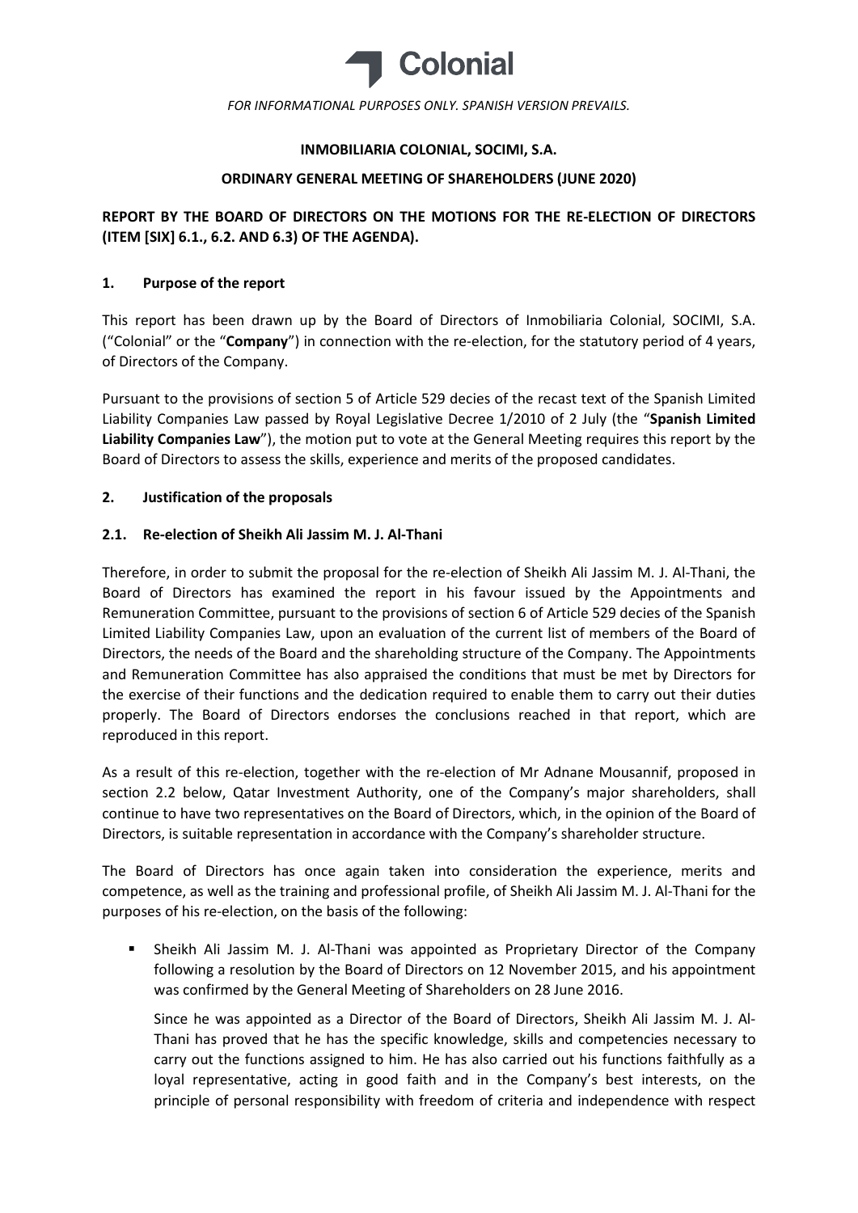Colonial

*FOR INFORMATIONAL PURPOSES ONLY. SPANISH VERSION PREVAILS.*

**INMOBILIARIA COLONIAL, SOCIMI, S.A.**

**ORDINARY GENERAL MEETING OF SHAREHOLDERS (JUNE 2020)**

**REPORT BY THE BOARD OF DIRECTORS ON THE MOTIONS FOR THE RE-ELECTION OF DIRECTORS (ITEM [SIX] 6.1., 6.2. AND 6.3) OF THE AGENDA).**

## 1. Purpose of the report

This report has been drawn up by the Board of Directors of Inmobiliaria Colonial, SOCIMI, S.A. ("Colonial" or the "**Company**") in connection with the re-election, for the statutory period of 4 years, of Directors of the Company.

Pursuant to the provisions of section 5 of Article 529 decies of the recast text of the Spanish Limited Liability Companies Law passed by Royal Legislative Decree 1/2010 of 2 July (the "**Spanish Limited Liability Companies Law**"), the motion put to vote at the General Meeting requires this report by the Board of Directors to assess the skills, experience and merits of the proposed candidates.

## 2. Justification of the proposals

### 2.1. Re-election of Sheikh Ali Jassim M. J. Al-Thani

Therefore, in order to submit the proposal for the re-election of Sheikh Ali Jassim M. J. Al-Thani, the Board of Directors has examined the report in his favour issued by the Appointments and Remuneration Committee, pursuant to the provisions of section 6 of Article 529 decies of the Spanish Limited Liability Companies Law, upon an evaluation of the current list of members of the Board of Directors, the needs of the Board and the shareholding structure of the Company. The Appointments and Remuneration Committee has also appraised the conditions that must be met by Directors for the exercise of their functions and the dedication required to enable them to carry out their duties properly. The Board of Directors endorses the conclusions reached in that report, which are reproduced in this report.

As a result of this re-election, together with the re-election of Mr Adnane Mousannif, proposed in section 2.2 below, Qatar Investment Authority, one of the Company's major shareholders, shall continue to have two representatives on the Board of Directors, which, in the opinion of the Board of Directors, is suitable representation in accordance with the Company's shareholder structure.

The Board of Directors has once again taken into consideration the experience, merits and competence, as well as the training and professional profile, of Sheikh Ali Jassim M. J. Al-Thani for the purposes of his re-election, on the basis of the following:

- Sheikh Ali Jassim M. J. Al-Thani was appointed as Proprietary Director of the Company following a resolution by the Board of Directors on 12 November 2015, and his appointment was confirmed by the General Meeting of Shareholders on 28 June 2016.

  Since he was appointed as a Director of the Board of Directors, Sheikh Ali Jassim M. J. Al-Thani has proved that he has the specific knowledge, skills and competencies necessary to carry out the functions assigned to him. He has also carried out his functions faithfully as a loyal representative, acting in good faith and in the Company's best interests, on the principle of personal responsibility with freedom of criteria and independence with respect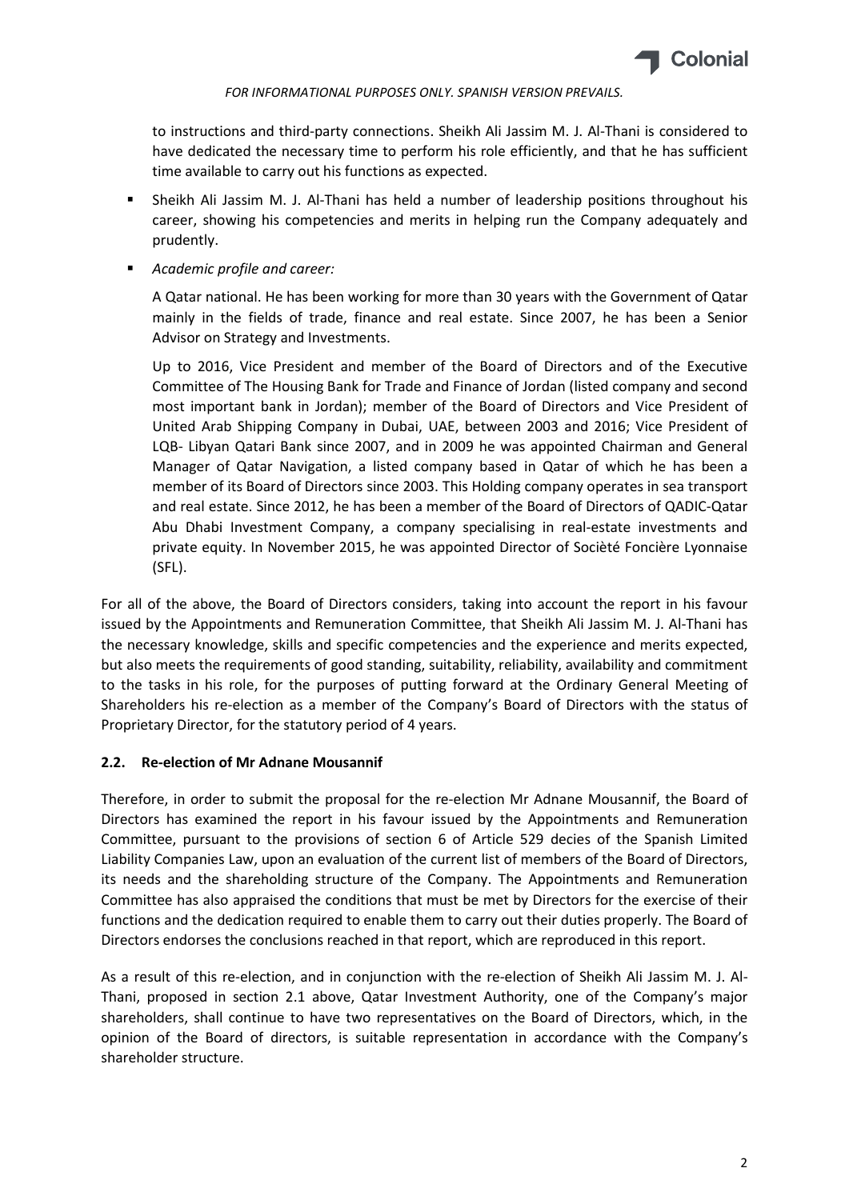to instructions and third-party connections. Sheikh Ali Jassim M. J. Al-Thani is considered to have dedicated the necessary time to perform his role efficiently, and that he has sufficient time available to carry out his functions as expected.

- Sheikh Ali Jassim M. J. Al-Thani has held a number of leadership positions throughout his career, showing his competencies and merits in helping run the Company adequately and prudently.

- *Academic profile and career:*

  A Qatar national. He has been working for more than 30 years with the Government of Qatar mainly in the fields of trade, finance and real estate. Since 2007, he has been a Senior Advisor on Strategy and Investments.

  Up to 2016, Vice President and member of the Board of Directors and of the Executive Committee of The Housing Bank for Trade and Finance of Jordan (listed company and second most important bank in Jordan); member of the Board of Directors and Vice President of United Arab Shipping Company in Dubai, UAE, between 2003 and 2016; Vice President of LQB- Libyan Qatari Bank since 2007, and in 2009 he was appointed Chairman and General Manager of Qatar Navigation, a listed company based in Qatar of which he has been a member of its Board of Directors since 2003. This Holding company operates in sea transport and real estate. Since 2012, he has been a member of the Board of Directors of QADIC-Qatar Abu Dhabi Investment Company, a company specialising in real-estate investments and private equity. In November 2015, he was appointed Director of Sociètè Foncière Lyonnaise (SFL).

For all of the above, the Board of Directors considers, taking into account the report in his favour issued by the Appointments and Remuneration Committee, that Sheikh Ali Jassim M. J. Al-Thani has the necessary knowledge, skills and specific competencies and the experience and merits expected, but also meets the requirements of good standing, suitability, reliability, availability and commitment to the tasks in his role, for the purposes of putting forward at the Ordinary General Meeting of Shareholders his re-election as a member of the Company's Board of Directors with the status of Proprietary Director, for the statutory period of 4 years.

### 2.2. Re-election of Mr Adnane Mousannif

Therefore, in order to submit the proposal for the re-election Mr Adnane Mousannif, the Board of Directors has examined the report in his favour issued by the Appointments and Remuneration Committee, pursuant to the provisions of section 6 of Article 529 decies of the Spanish Limited Liability Companies Law, upon an evaluation of the current list of members of the Board of Directors, its needs and the shareholding structure of the Company. The Appointments and Remuneration Committee has also appraised the conditions that must be met by Directors for the exercise of their functions and the dedication required to enable them to carry out their duties properly. The Board of Directors endorses the conclusions reached in that report, which are reproduced in this report.

As a result of this re-election, and in conjunction with the re-election of Sheikh Ali Jassim M. J. Al-Thani, proposed in section 2.1 above, Qatar Investment Authority, one of the Company's major shareholders, shall continue to have two representatives on the Board of Directors, which, in the opinion of the Board of directors, is suitable representation in accordance with the Company's shareholder structure.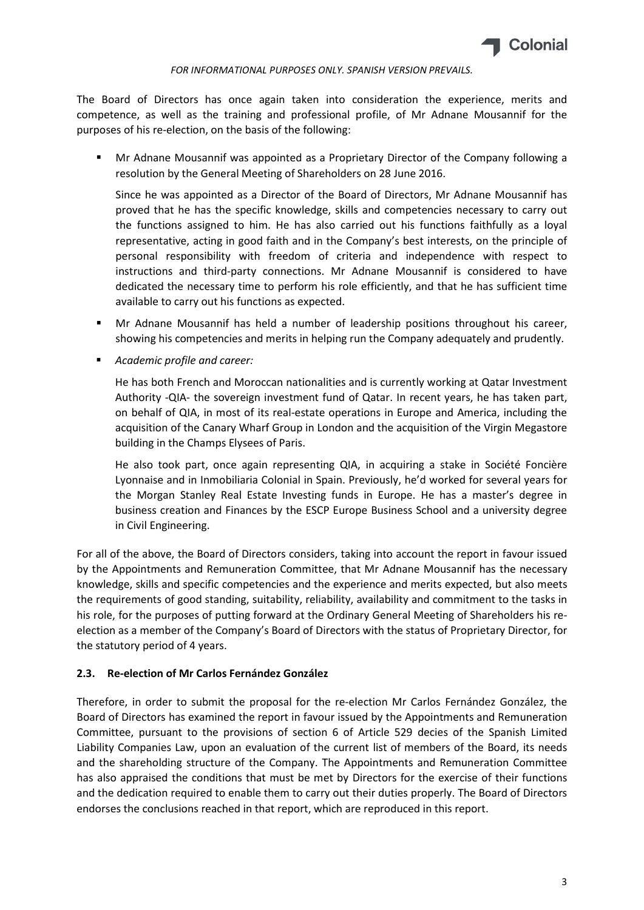*FOR INFORMATIONAL PURPOSES ONLY. SPANISH VERSION PREVAILS.*

The Board of Directors has once again taken into consideration the experience, merits and competence, as well as the training and professional profile, of Mr Adnane Mousannif for the purposes of his re-election, on the basis of the following:

- Mr Adnane Mousannif was appointed as a Proprietary Director of the Company following a resolution by the General Meeting of Shareholders on 28 June 2016.

  Since he was appointed as a Director of the Board of Directors, Mr Adnane Mousannif has proved that he has the specific knowledge, skills and competencies necessary to carry out the functions assigned to him. He has also carried out his functions faithfully as a loyal representative, acting in good faith and in the Company's best interests, on the principle of personal responsibility with freedom of criteria and independence with respect to instructions and third-party connections. Mr Adnane Mousannif is considered to have dedicated the necessary time to perform his role efficiently, and that he has sufficient time available to carry out his functions as expected.

- Mr Adnane Mousannif has held a number of leadership positions throughout his career, showing his competencies and merits in helping run the Company adequately and prudently.

- *Academic profile and career:*

  He has both French and Moroccan nationalities and is currently working at Qatar Investment Authority -QIA- the sovereign investment fund of Qatar. In recent years, he has taken part, on behalf of QIA, in most of its real-estate operations in Europe and America, including the acquisition of the Canary Wharf Group in London and the acquisition of the Virgin Megastore building in the Champs Elysees of Paris.

  He also took part, once again representing QIA, in acquiring a stake in Société Foncière Lyonnaise and in Inmobiliaria Colonial in Spain. Previously, he'd worked for several years for the Morgan Stanley Real Estate Investing funds in Europe. He has a master's degree in business creation and Finances by the ESCP Europe Business School and a university degree in Civil Engineering.

For all of the above, the Board of Directors considers, taking into account the report in favour issued by the Appointments and Remuneration Committee, that Mr Adnane Mousannif has the necessary knowledge, skills and specific competencies and the experience and merits expected, but also meets the requirements of good standing, suitability, reliability, availability and commitment to the tasks in his role, for the purposes of putting forward at the Ordinary General Meeting of Shareholders his re-election as a member of the Company's Board of Directors with the status of Proprietary Director, for the statutory period of 4 years.

### 2.3. Re-election of Mr Carlos Fernández González

Therefore, in order to submit the proposal for the re-election Mr Carlos Fernández González, the Board of Directors has examined the report in favour issued by the Appointments and Remuneration Committee, pursuant to the provisions of section 6 of Article 529 decies of the Spanish Limited Liability Companies Law, upon an evaluation of the current list of members of the Board, its needs and the shareholding structure of the Company. The Appointments and Remuneration Committee has also appraised the conditions that must be met by Directors for the exercise of their functions and the dedication required to enable them to carry out their duties properly. The Board of Directors endorses the conclusions reached in that report, which are reproduced in this report.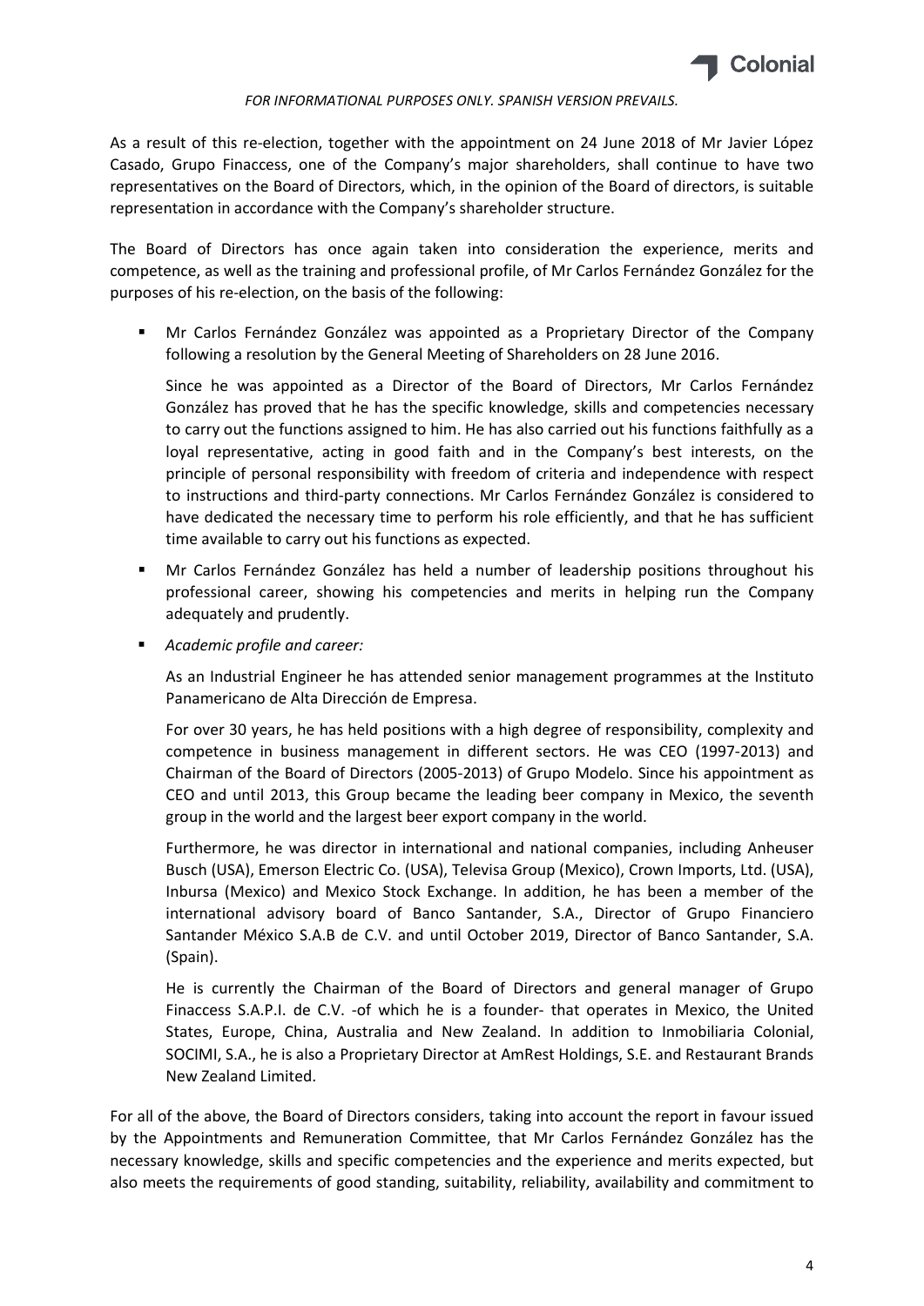*FOR INFORMATIONAL PURPOSES ONLY. SPANISH VERSION PREVAILS.*

As a result of this re-election, together with the appointment on 24 June 2018 of Mr Javier López Casado, Grupo Finaccess, one of the Company's major shareholders, shall continue to have two representatives on the Board of Directors, which, in the opinion of the Board of directors, is suitable representation in accordance with the Company's shareholder structure.

The Board of Directors has once again taken into consideration the experience, merits and competence, as well as the training and professional profile, of Mr Carlos Fernández González for the purposes of his re-election, on the basis of the following:

- Mr Carlos Fernández González was appointed as a Proprietary Director of the Company following a resolution by the General Meeting of Shareholders on 28 June 2016.

  Since he was appointed as a Director of the Board of Directors, Mr Carlos Fernández González has proved that he has the specific knowledge, skills and competencies necessary to carry out the functions assigned to him. He has also carried out his functions faithfully as a loyal representative, acting in good faith and in the Company's best interests, on the principle of personal responsibility with freedom of criteria and independence with respect to instructions and third-party connections. Mr Carlos Fernández González is considered to have dedicated the necessary time to perform his role efficiently, and that he has sufficient time available to carry out his functions as expected.

- Mr Carlos Fernández González has held a number of leadership positions throughout his professional career, showing his competencies and merits in helping run the Company adequately and prudently.

- *Academic profile and career:*

  As an Industrial Engineer he has attended senior management programmes at the Instituto Panamericano de Alta Dirección de Empresa.

  For over 30 years, he has held positions with a high degree of responsibility, complexity and competence in business management in different sectors. He was CEO (1997-2013) and Chairman of the Board of Directors (2005-2013) of Grupo Modelo. Since his appointment as CEO and until 2013, this Group became the leading beer company in Mexico, the seventh group in the world and the largest beer export company in the world.

  Furthermore, he was director in international and national companies, including Anheuser Busch (USA), Emerson Electric Co. (USA), Televisa Group (Mexico), Crown Imports, Ltd. (USA), Inbursa (Mexico) and Mexico Stock Exchange. In addition, he has been a member of the international advisory board of Banco Santander, S.A., Director of Grupo Financiero Santander México S.A.B de C.V. and until October 2019, Director of Banco Santander, S.A. (Spain).

  He is currently the Chairman of the Board of Directors and general manager of Grupo Finaccess S.A.P.I. de C.V. -of which he is a founder- that operates in Mexico, the United States, Europe, China, Australia and New Zealand. In addition to Inmobiliaria Colonial, SOCIMI, S.A., he is also a Proprietary Director at AmRest Holdings, S.E. and Restaurant Brands New Zealand Limited.

For all of the above, the Board of Directors considers, taking into account the report in favour issued by the Appointments and Remuneration Committee, that Mr Carlos Fernández González has the necessary knowledge, skills and specific competencies and the experience and merits expected, but also meets the requirements of good standing, suitability, reliability, availability and commitment to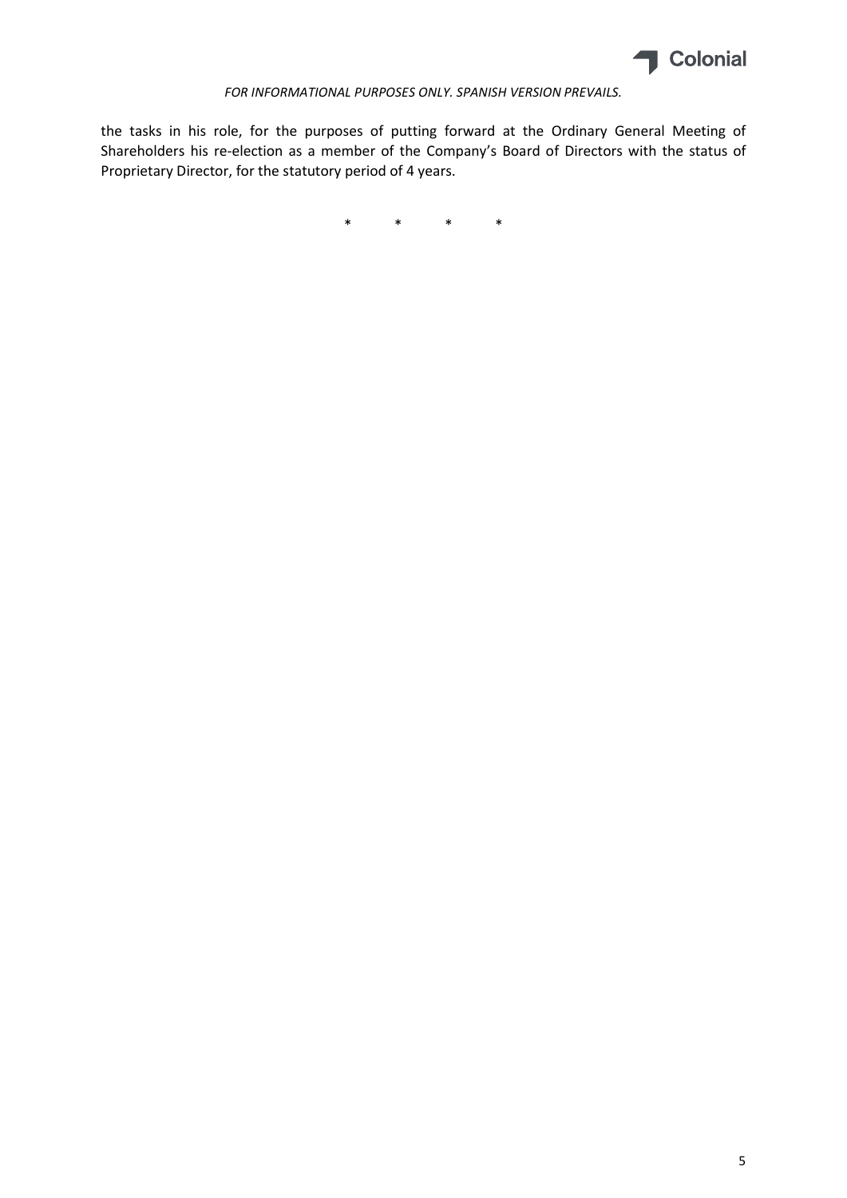the tasks in his role, for the purposes of putting forward at the Ordinary General Meeting of Shareholders his re-election as a member of the Company's Board of Directors with the status of Proprietary Director, for the statutory period of 4 years.

\* \* \* \*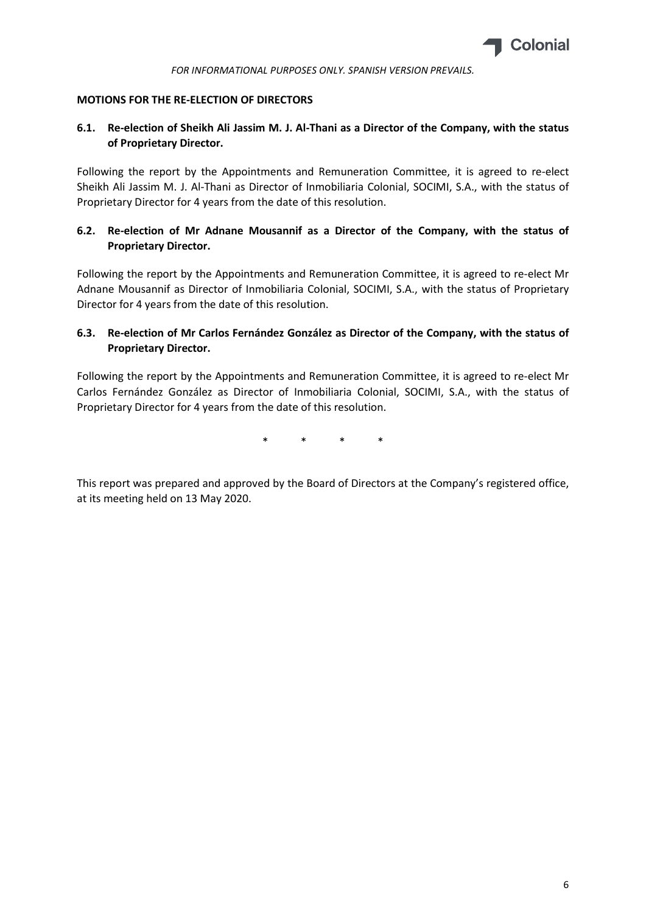*FOR INFORMATIONAL PURPOSES ONLY. SPANISH VERSION PREVAILS.*

**MOTIONS FOR THE RE-ELECTION OF DIRECTORS**

### 6.1. Re-election of Sheikh Ali Jassim M. J. Al-Thani as a Director of the Company, with the status of Proprietary Director.

Following the report by the Appointments and Remuneration Committee, it is agreed to re-elect Sheikh Ali Jassim M. J. Al-Thani as Director of Inmobiliaria Colonial, SOCIMI, S.A., with the status of Proprietary Director for 4 years from the date of this resolution.

### 6.2. Re-election of Mr Adnane Mousannif as a Director of the Company, with the status of Proprietary Director.

Following the report by the Appointments and Remuneration Committee, it is agreed to re-elect Mr Adnane Mousannif as Director of Inmobiliaria Colonial, SOCIMI, S.A., with the status of Proprietary Director for 4 years from the date of this resolution.

### 6.3. Re-election of Mr Carlos Fernández González as Director of the Company, with the status of Proprietary Director.

Following the report by the Appointments and Remuneration Committee, it is agreed to re-elect Mr Carlos Fernández González as Director of Inmobiliaria Colonial, SOCIMI, S.A., with the status of Proprietary Director for 4 years from the date of this resolution.

\* \* \* \*

This report was prepared and approved by the Board of Directors at the Company's registered office, at its meeting held on 13 May 2020.